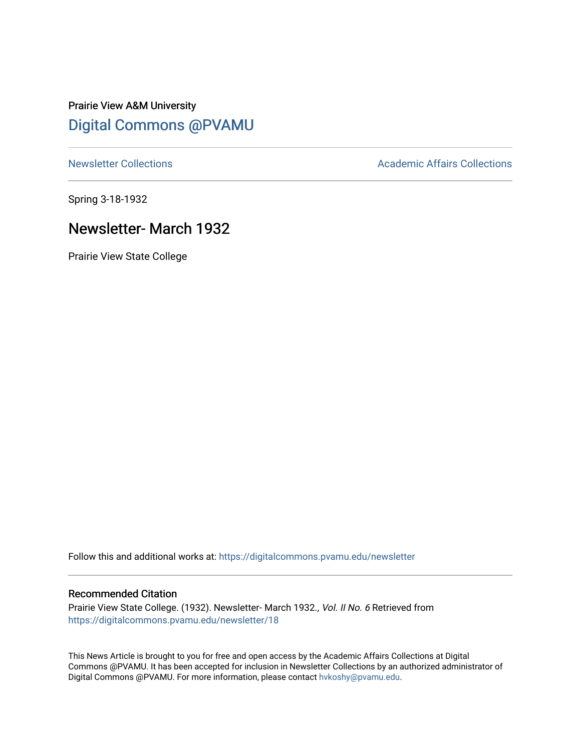Prairie View A&M University

# Digital Commons @PVAMU

Newsletter Collections

Academic Affairs Collections

Spring 3-18-1932

## Newsletter- March 1932

Prairie View State College

Follow this and additional works at: https://digitalcommons.pvamu.edu/newsletter

### Recommended Citation

Prairie View State College. (1932). Newsletter- March 1932., *Vol. II No. 6* Retrieved from https://digitalcommons.pvamu.edu/newsletter/18

This News Article is brought to you for free and open access by the Academic Affairs Collections at Digital Commons @PVAMU. It has been accepted for inclusion in Newsletter Collections by an authorized administrator of Digital Commons @PVAMU. For more information, please contact hvkoshy@pvamu.edu.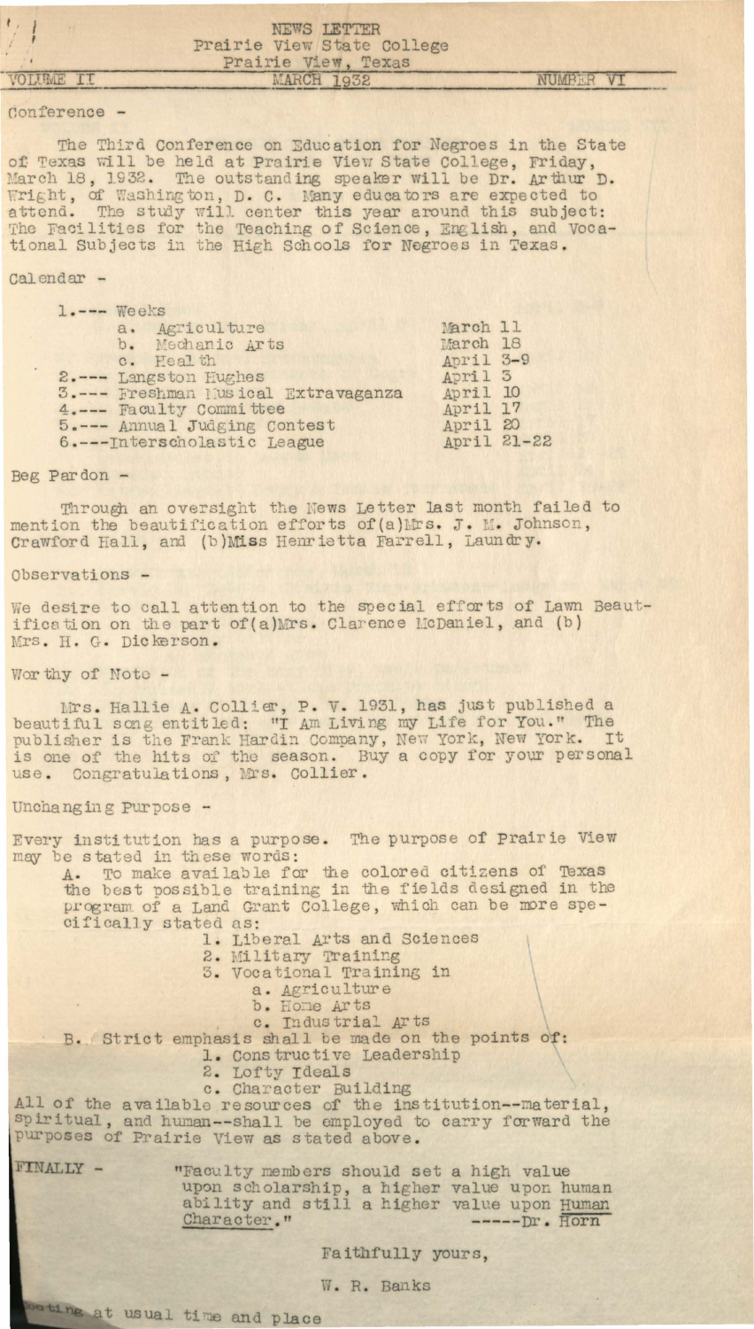# NEWS LETTER
## Prairie View State College
### Prairie View, Texas

VOLUME II — MARCH 1932 — NUMBER VI

Conference -

The Third Conference on Education for Negroes in the State of Texas will be held at Prairie View State College, Friday, March 18, 1932. The outstanding speaker will be Dr. Arthur D. Wright, of Washington, D. C. Many educators are expected to attend. The study will center this year around this subject: The Facilities for the Teaching of Science, English, and Vocational Subjects in the High Schools for Negroes in Texas.

Calendar -

| | |
|---|---|
| 1.--- Weeks | |
| a. Agriculture | March 11 |
| b. Mechanic Arts | March 18 |
| c. Health | April 3-9 |
| 2.--- Langston Hughes | April 3 |
| 3.--- Freshman Musical Extravaganza | April 10 |
| 4.--- Faculty Committee | April 17 |
| 5.--- Annual Judging Contest | April 20 |
| 6.---Interscholastic League | April 21-22 |

Beg Pardon -

Through an oversight the News Letter last month failed to mention the beautification efforts of(a)Mrs. J. M. Johnson, Crawford Hall, and (b)Miss Henrietta Farrell, Laundry.

Observations -

We desire to call attention to the special efforts of Lawn Beautification on the part of(a)Mrs. Clarence McDaniel, and (b) Mrs. H. G. Dickerson.

Worthy of Note -

Mrs. Hallie A. Collier, P. V. 1931, has just published a beautiful song entitled: "I Am Living my Life for You." The publisher is the Frank Hardin Company, New York, New York. It is one of the hits of the season. Buy a copy for your personal use. Congratulations, Mrs. Collier.

Unchanging Purpose -

Every institution has a purpose. The purpose of Prairie View may be stated in these words:

A. To make available for the colored citizens of Texas the best possible training in the fields designed in the program of a Land Grant College, which can be more specifically stated as:
   1. Liberal Arts and Sciences
   2. Military Training
   3. Vocational Training in
      a. Agriculture
      b. Home Arts
      c. Industrial Arts

B. Strict emphasis shall be made on the points of:
   1. Constructive Leadership
   2. Lofty Ideals
   c. Character Building

All of the available resources of the institution--material, spiritual, and human--shall be employed to carry forward the purposes of Prairie View as stated above.

FINALLY - "Faculty members should set a high value upon scholarship, a higher value upon human ability and still a higher value upon <u>Human Character</u>." -----<u>Dr. Horn</u>

Faithfully yours,

W. R. Banks

...ting at usual time and place